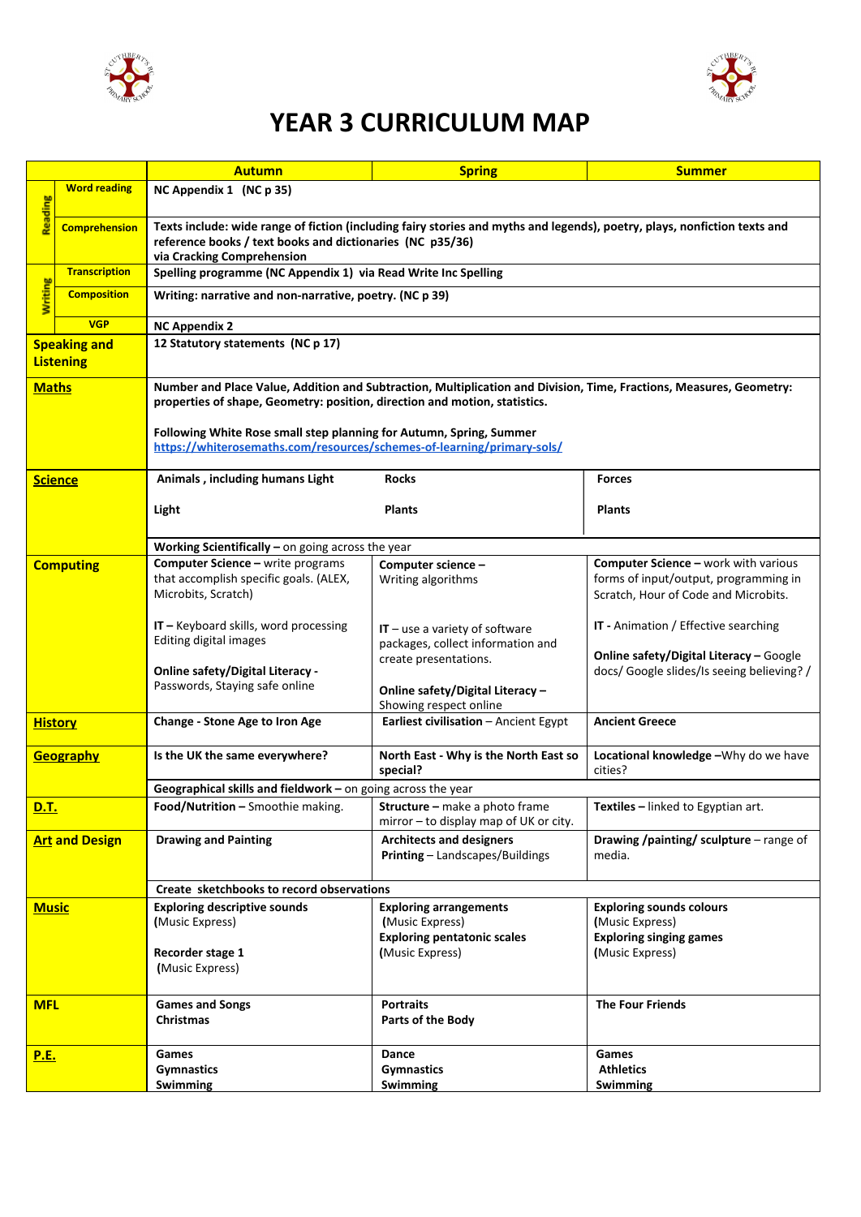# YEAR 3 CURRICULUM MAP

| | | Autumn | Spring | Summer |
|---|---|---|---|---|
| Reading | Word reading | **NC Appendix 1 (NC p 35)** | | |
| | Comprehension | **Texts include: wide range of fiction (including fairy stories and myths and legends), poetry, plays, nonfiction texts and reference books / text books and dictionaries (NC p35/36) via Cracking Comprehension** | | |
| Writing | Transcription | **Spelling programme (NC Appendix 1) via Read Write Inc Spelling** | | |
| | Composition | **Writing: narrative and non-narrative, poetry. (NC p 39)** | | |
| | VGP | **NC Appendix 2** | | |
| **Speaking and Listening** | | **12 Statutory statements (NC p 17)** | | |
| **Maths** | | **Number and Place Value, Addition and Subtraction, Multiplication and Division, Time, Fractions, Measures, Geometry: properties of shape, Geometry: position, direction and motion, statistics.** <br><br> **Following White Rose small step planning for Autumn, Spring, Summer** https://whiterosemaths.com/resources/schemes-of-learning/primary-sols/ | | |
| **Science** | | **Animals , including humans Light** <br><br> **Light** | **Rocks** <br><br> **Plants** | **Forces** <br><br> **Plants** |
| | | **Working Scientifically –** on going across the year | | |
| **Computing** | | **Computer Science –** write programs that accomplish specific goals. (ALEX, Microbits, Scratch) <br><br> **IT –** Keyboard skills, word processing Editing digital images <br><br> **Online safety/Digital Literacy -** Passwords, Staying safe online | **Computer science –** Writing algorithms <br><br> **IT –** use a variety of software packages, collect information and create presentations. <br><br> **Online safety/Digital Literacy –** Showing respect online | **Computer Science –** work with various forms of input/output, programming in Scratch, Hour of Code and Microbits. <br><br> **IT -** Animation / Effective searching <br><br> **Online safety/Digital Literacy –** Google docs/ Google slides/Is seeing believing? / |
| **History** | | **Change - Stone Age to Iron Age** | **Earliest civilisation** – Ancient Egypt | **Ancient Greece** |
| **Geography** | | **Is the UK the same everywhere?** | **North East - Why is the North East so special?** | **Locational knowledge –**Why do we have cities? |
| | | **Geographical skills and fieldwork –** on going across the year | | |
| **D.T.** | | **Food/Nutrition –** Smoothie making. | **Structure –** make a photo frame mirror – to display map of UK or city. | **Textiles –** linked to Egyptian art. |
| **Art and Design** | | **Drawing and Painting** | **Architects and designers** <br> **Printing** – Landscapes/Buildings | **Drawing /painting/ sculpture** – range of media. |
| | | **Create sketchbooks to record observations** | | |
| **Music** | | **Exploring descriptive sounds** (Music Express) <br><br> **Recorder stage 1** (Music Express) | **Exploring arrangements** (Music Express) <br> **Exploring pentatonic scales** (Music Express) | **Exploring sounds colours** (Music Express) <br> **Exploring singing games** (Music Express) |
| **MFL** | | **Games and Songs** <br> **Christmas** | **Portraits** <br> **Parts of the Body** | **The Four Friends** |
| **P.E.** | | **Games** <br> **Gymnastics** <br> **Swimming** | **Dance** <br> **Gymnastics** <br> **Swimming** | **Games** <br> **Athletics** <br> **Swimming** |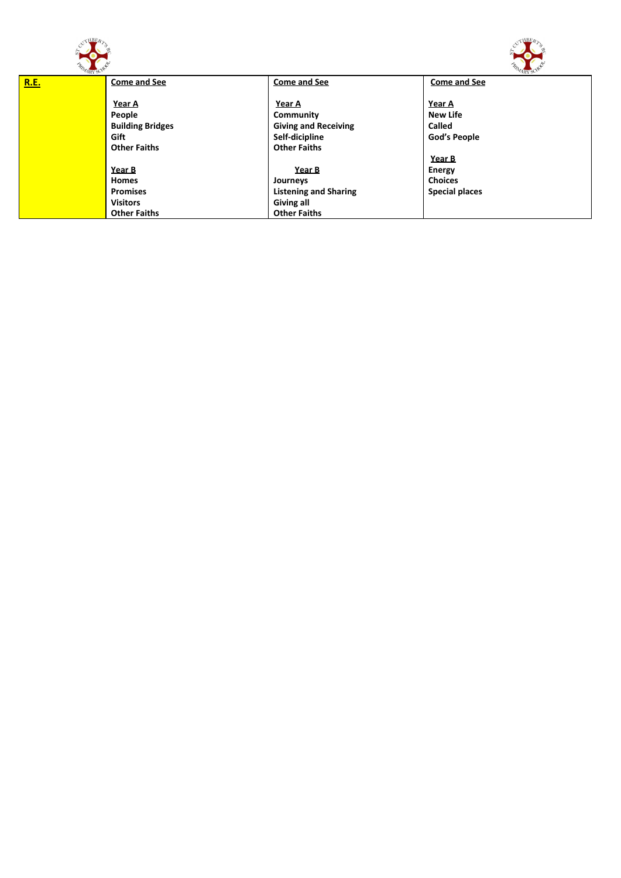| | | | |
|---|---|---|---|
| **R.E.** | **Come and See**<br><br>**Year A**<br>**People**<br>**Building Bridges**<br>**Gift**<br>**Other Faiths**<br><br>**Year B**<br>**Homes**<br>**Promises**<br>**Visitors**<br>**Other Faiths** | **Come and See**<br><br>**Year A**<br>**Community**<br>**Giving and Receiving**<br>**Self-dicipline**<br>**Other Faiths**<br><br>**Year B**<br>**Journeys**<br>**Listening and Sharing**<br>**Giving all**<br>**Other Faiths** | **Come and See**<br><br>**Year A**<br>**New Life**<br>**Called**<br>**God's People**<br><br>**Year B**<br>**Energy**<br>**Choices**<br>**Special places** |